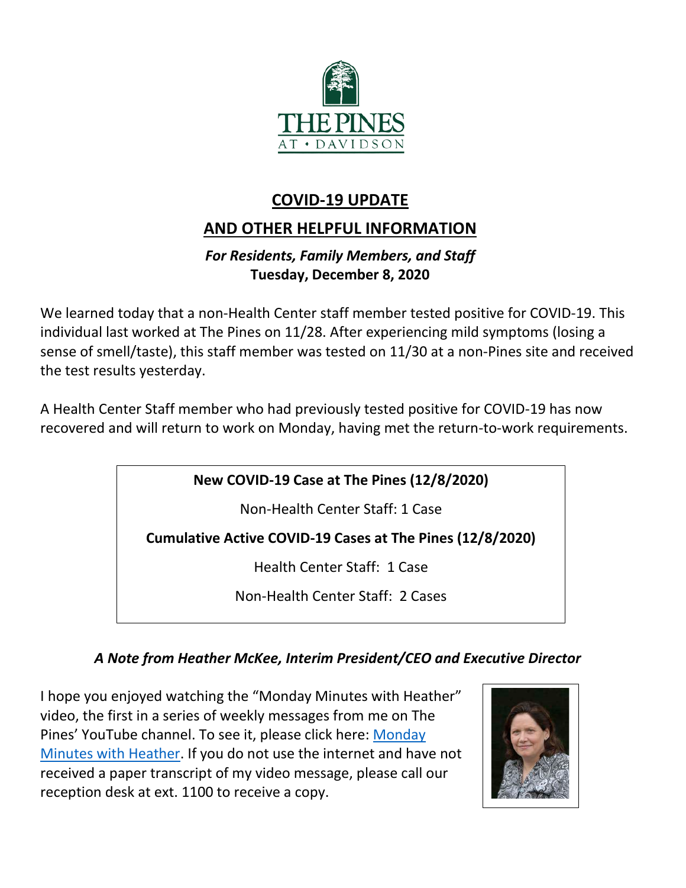THE PINES AT • DAVIDSON

# COVID-19 UPDATE

## AND OTHER HELPFUL INFORMATION

***For Residents, Family Members, and Staff***
**Tuesday, December 8, 2020**

We learned today that a non-Health Center staff member tested positive for COVID-19. This individual last worked at The Pines on 11/28. After experiencing mild symptoms (losing a sense of smell/taste), this staff member was tested on 11/30 at a non-Pines site and received the test results yesterday.

A Health Center Staff member who had previously tested positive for COVID-19 has now recovered and will return to work on Monday, having met the return-to-work requirements.

**New COVID-19 Case at The Pines (12/8/2020)**

Non-Health Center Staff: 1 Case

**Cumulative Active COVID-19 Cases at The Pines (12/8/2020)**

Health Center Staff: 1 Case

Non-Health Center Staff: 2 Cases

### *A Note from Heather McKee, Interim President/CEO and Executive Director*

I hope you enjoyed watching the "Monday Minutes with Heather" video, the first in a series of weekly messages from me on The Pines' YouTube channel. To see it, please click here: Monday Minutes with Heather. If you do not use the internet and have not received a paper transcript of my video message, please call our reception desk at ext. 1100 to receive a copy.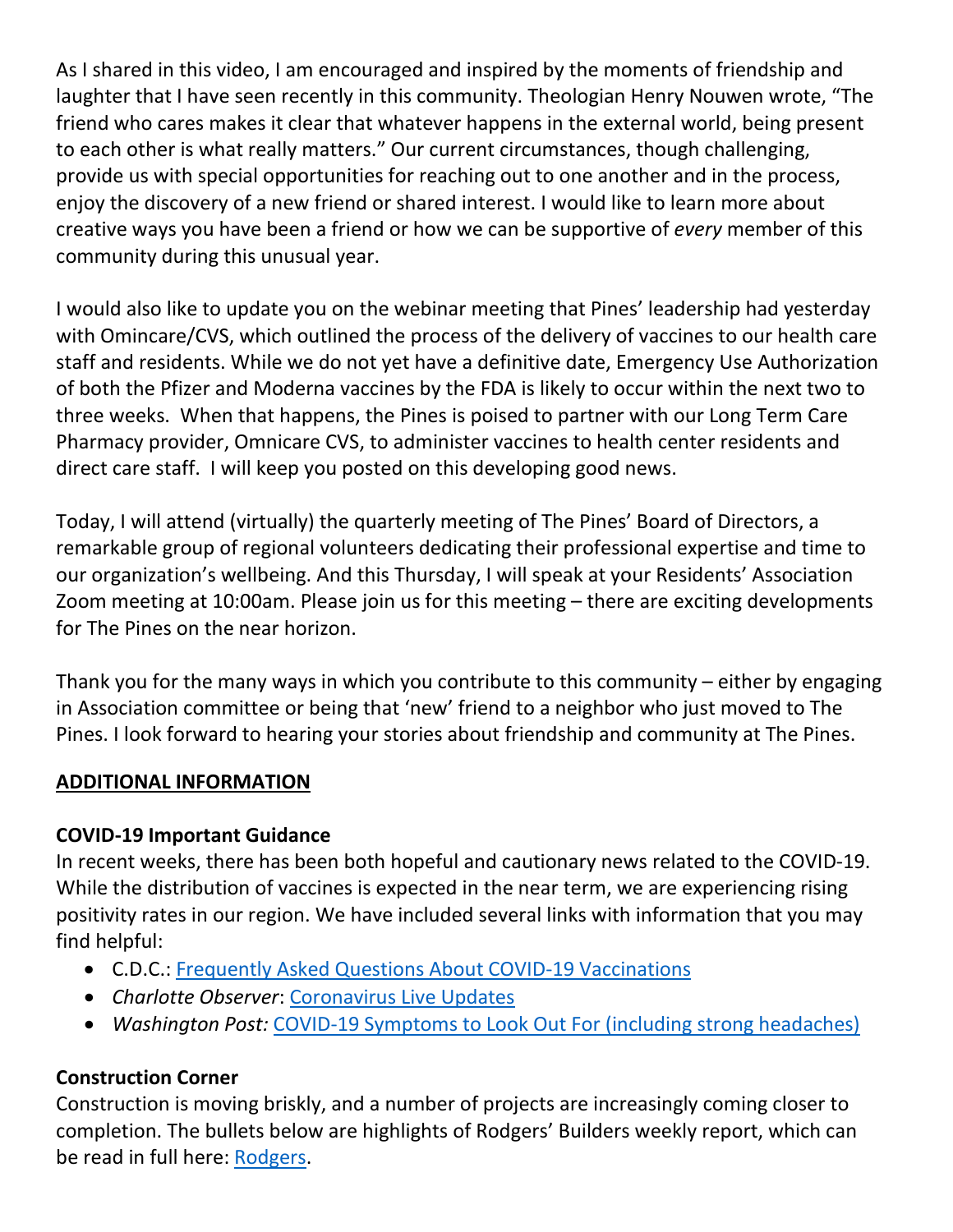As I shared in this video, I am encouraged and inspired by the moments of friendship and laughter that I have seen recently in this community. Theologian Henry Nouwen wrote, "The friend who cares makes it clear that whatever happens in the external world, being present to each other is what really matters." Our current circumstances, though challenging, provide us with special opportunities for reaching out to one another and in the process, enjoy the discovery of a new friend or shared interest. I would like to learn more about creative ways you have been a friend or how we can be supportive of *every* member of this community during this unusual year.

I would also like to update you on the webinar meeting that Pines' leadership had yesterday with Omincare/CVS, which outlined the process of the delivery of vaccines to our health care staff and residents. While we do not yet have a definitive date, Emergency Use Authorization of both the Pfizer and Moderna vaccines by the FDA is likely to occur within the next two to three weeks. When that happens, the Pines is poised to partner with our Long Term Care Pharmacy provider, Omnicare CVS, to administer vaccines to health center residents and direct care staff. I will keep you posted on this developing good news.

Today, I will attend (virtually) the quarterly meeting of The Pines' Board of Directors, a remarkable group of regional volunteers dedicating their professional expertise and time to our organization's wellbeing. And this Thursday, I will speak at your Residents' Association Zoom meeting at 10:00am. Please join us for this meeting – there are exciting developments for The Pines on the near horizon.

Thank you for the many ways in which you contribute to this community – either by engaging in Association committee or being that 'new' friend to a neighbor who just moved to The Pines. I look forward to hearing your stories about friendship and community at The Pines.

## ADDITIONAL INFORMATION

### COVID-19 Important Guidance

In recent weeks, there has been both hopeful and cautionary news related to the COVID-19. While the distribution of vaccines is expected in the near term, we are experiencing rising positivity rates in our region. We have included several links with information that you may find helpful:

- C.D.C.: Frequently Asked Questions About COVID-19 Vaccinations
- *Charlotte Observer*: Coronavirus Live Updates
- *Washington Post:* COVID-19 Symptoms to Look Out For (including strong headaches)

### Construction Corner

Construction is moving briskly, and a number of projects are increasingly coming closer to completion. The bullets below are highlights of Rodgers' Builders weekly report, which can be read in full here: Rodgers.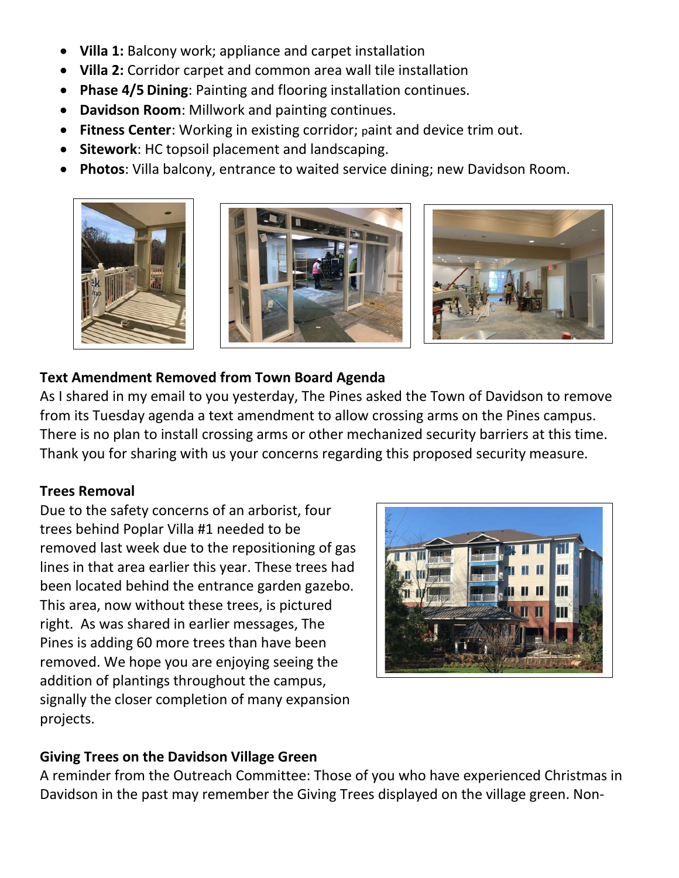- **Villa 1:** Balcony work; appliance and carpet installation
- **Villa 2:** Corridor carpet and common area wall tile installation
- **Phase 4/5 Dining**: Painting and flooring installation continues.
- **Davidson Room**: Millwork and painting continues.
- **Fitness Center**: Working in existing corridor; paint and device trim out.
- **Sitework**: HC topsoil placement and landscaping.
- **Photos**: Villa balcony, entrance to waited service dining; new Davidson Room.

**Text Amendment Removed from Town Board Agenda**

As I shared in my email to you yesterday, The Pines asked the Town of Davidson to remove from its Tuesday agenda a text amendment to allow crossing arms on the Pines campus. There is no plan to install crossing arms or other mechanized security barriers at this time. Thank you for sharing with us your concerns regarding this proposed security measure.

**Trees Removal**

Due to the safety concerns of an arborist, four trees behind Poplar Villa #1 needed to be removed last week due to the repositioning of gas lines in that area earlier this year. These trees had been located behind the entrance garden gazebo. This area, now without these trees, is pictured right. As was shared in earlier messages, The Pines is adding 60 more trees than have been removed. We hope you are enjoying seeing the addition of plantings throughout the campus, signally the closer completion of many expansion projects.

**Giving Trees on the Davidson Village Green**

A reminder from the Outreach Committee: Those of you who have experienced Christmas in Davidson in the past may remember the Giving Trees displayed on the village green. Non-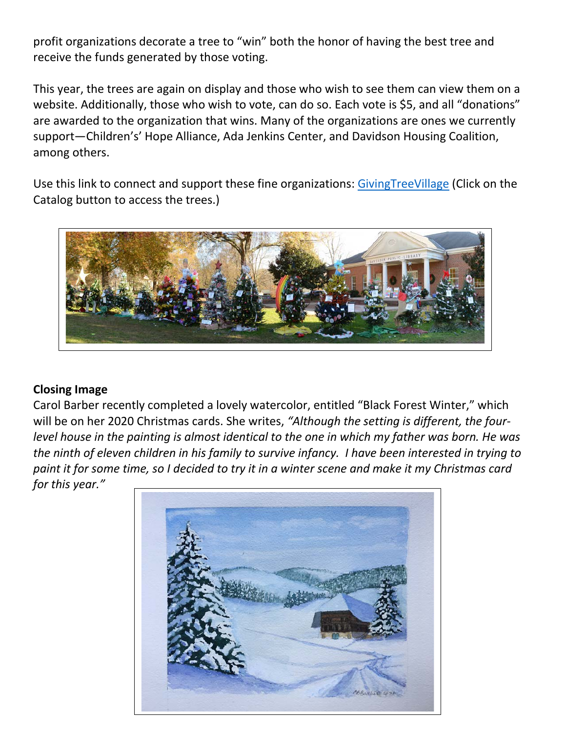profit organizations decorate a tree to "win" both the honor of having the best tree and receive the funds generated by those voting.

This year, the trees are again on display and those who wish to see them can view them on a website. Additionally, those who wish to vote, can do so. Each vote is $5, and all "donations" are awarded to the organization that wins. Many of the organizations are ones we currently support—Children's' Hope Alliance, Ada Jenkins Center, and Davidson Housing Coalition, among others.

Use this link to connect and support these fine organizations: GivingTreeVillage (Click on the Catalog button to access the trees.)

**Closing Image**

Carol Barber recently completed a lovely watercolor, entitled "Black Forest Winter," which will be on her 2020 Christmas cards. She writes, *"Although the setting is different, the four-level house in the painting is almost identical to the one in which my father was born. He was the ninth of eleven children in his family to survive infancy. I have been interested in trying to paint it for some time, so I decided to try it in a winter scene and make it my Christmas card for this year."*